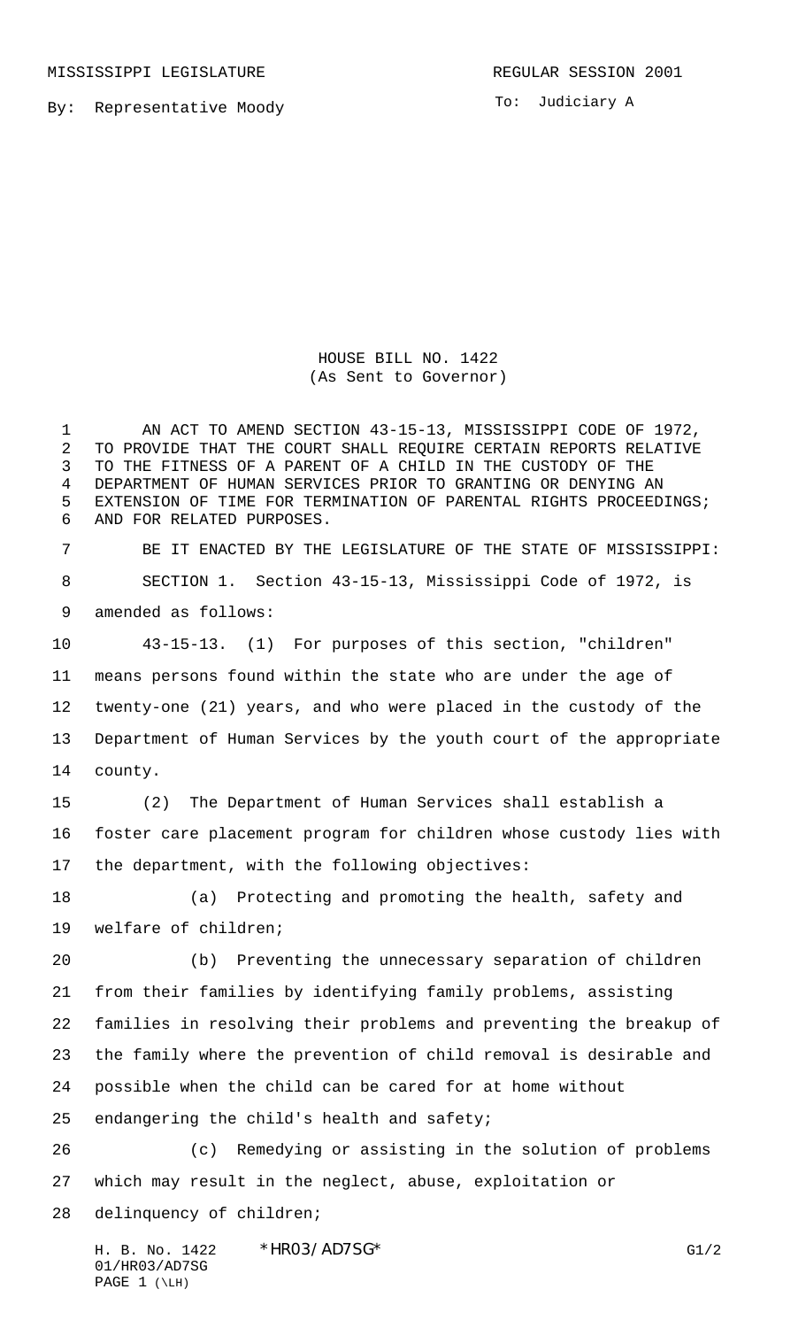MISSISSIPPI LEGISLATURE

REGULAR SESSION 2001

By: Representative Moody

To: Judiciary A

# HOUSE BILL NO. 1422
(As Sent to Governor)

AN ACT TO AMEND SECTION 43-15-13, MISSISSIPPI CODE OF 1972, TO PROVIDE THAT THE COURT SHALL REQUIRE CERTAIN REPORTS RELATIVE TO THE FITNESS OF A PARENT OF A CHILD IN THE CUSTODY OF THE DEPARTMENT OF HUMAN SERVICES PRIOR TO GRANTING OR DENYING AN EXTENSION OF TIME FOR TERMINATION OF PARENTAL RIGHTS PROCEEDINGS; AND FOR RELATED PURPOSES.

BE IT ENACTED BY THE LEGISLATURE OF THE STATE OF MISSISSIPPI:

SECTION 1. Section 43-15-13, Mississippi Code of 1972, is amended as follows:

43-15-13. (1) For purposes of this section, "children" means persons found within the state who are under the age of twenty-one (21) years, and who were placed in the custody of the Department of Human Services by the youth court of the appropriate county.

(2) The Department of Human Services shall establish a foster care placement program for children whose custody lies with the department, with the following objectives:

(a) Protecting and promoting the health, safety and welfare of children;

(b) Preventing the unnecessary separation of children from their families by identifying family problems, assisting families in resolving their problems and preventing the breakup of the family where the prevention of child removal is desirable and possible when the child can be cared for at home without endangering the child's health and safety;

(c) Remedying or assisting in the solution of problems which may result in the neglect, abuse, exploitation or delinquency of children;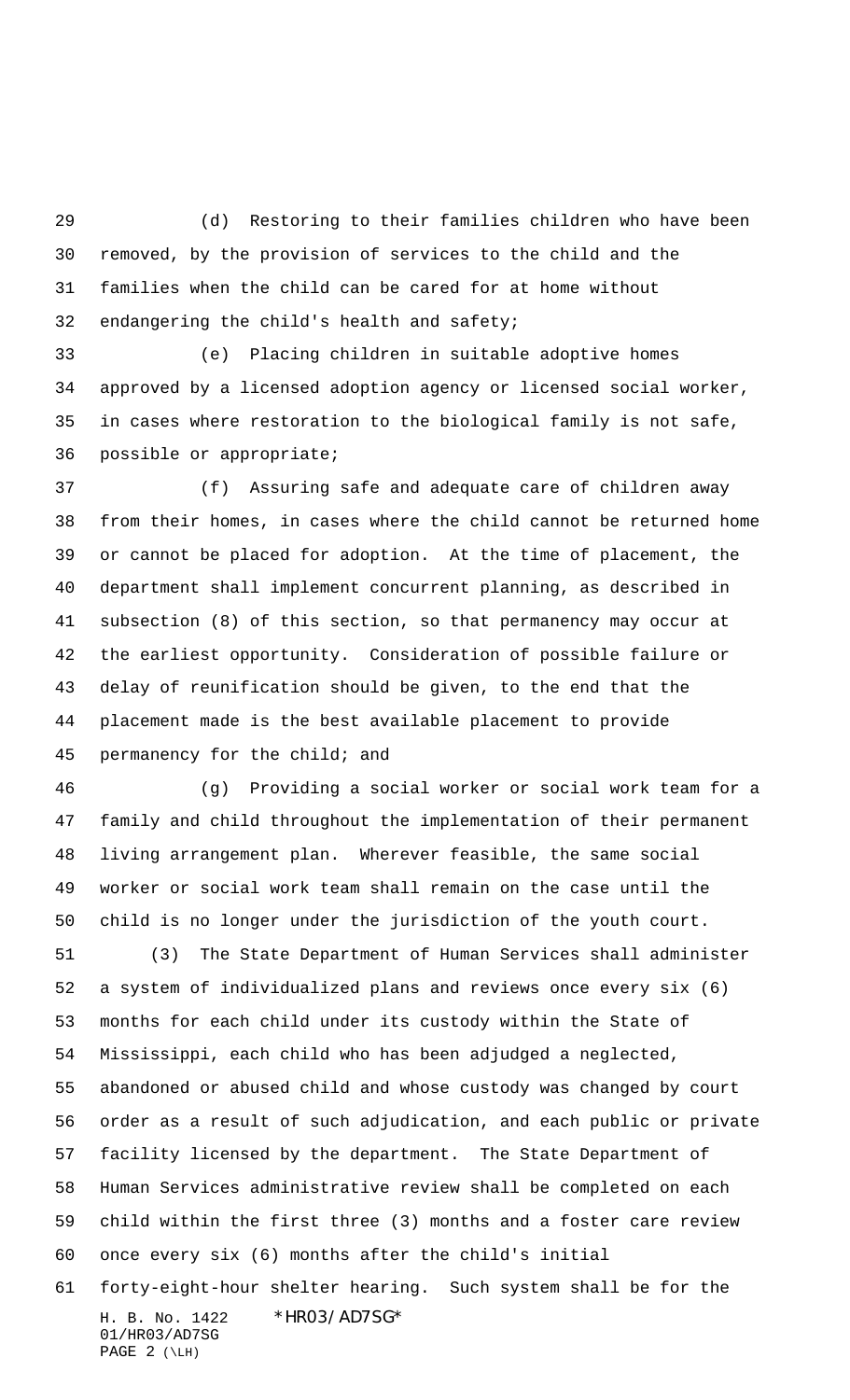(d) Restoring to their families children who have been removed, by the provision of services to the child and the families when the child can be cared for at home without endangering the child's health and safety;

(e) Placing children in suitable adoptive homes approved by a licensed adoption agency or licensed social worker, in cases where restoration to the biological family is not safe, possible or appropriate;

(f) Assuring safe and adequate care of children away from their homes, in cases where the child cannot be returned home or cannot be placed for adoption. At the time of placement, the department shall implement concurrent planning, as described in subsection (8) of this section, so that permanency may occur at the earliest opportunity. Consideration of possible failure or delay of reunification should be given, to the end that the placement made is the best available placement to provide permanency for the child; and

(g) Providing a social worker or social work team for a family and child throughout the implementation of their permanent living arrangement plan. Wherever feasible, the same social worker or social work team shall remain on the case until the child is no longer under the jurisdiction of the youth court.

(3) The State Department of Human Services shall administer a system of individualized plans and reviews once every six (6) months for each child under its custody within the State of Mississippi, each child who has been adjudged a neglected, abandoned or abused child and whose custody was changed by court order as a result of such adjudication, and each public or private facility licensed by the department. The State Department of Human Services administrative review shall be completed on each child within the first three (3) months and a foster care review once every six (6) months after the child's initial forty-eight-hour shelter hearing. Such system shall be for the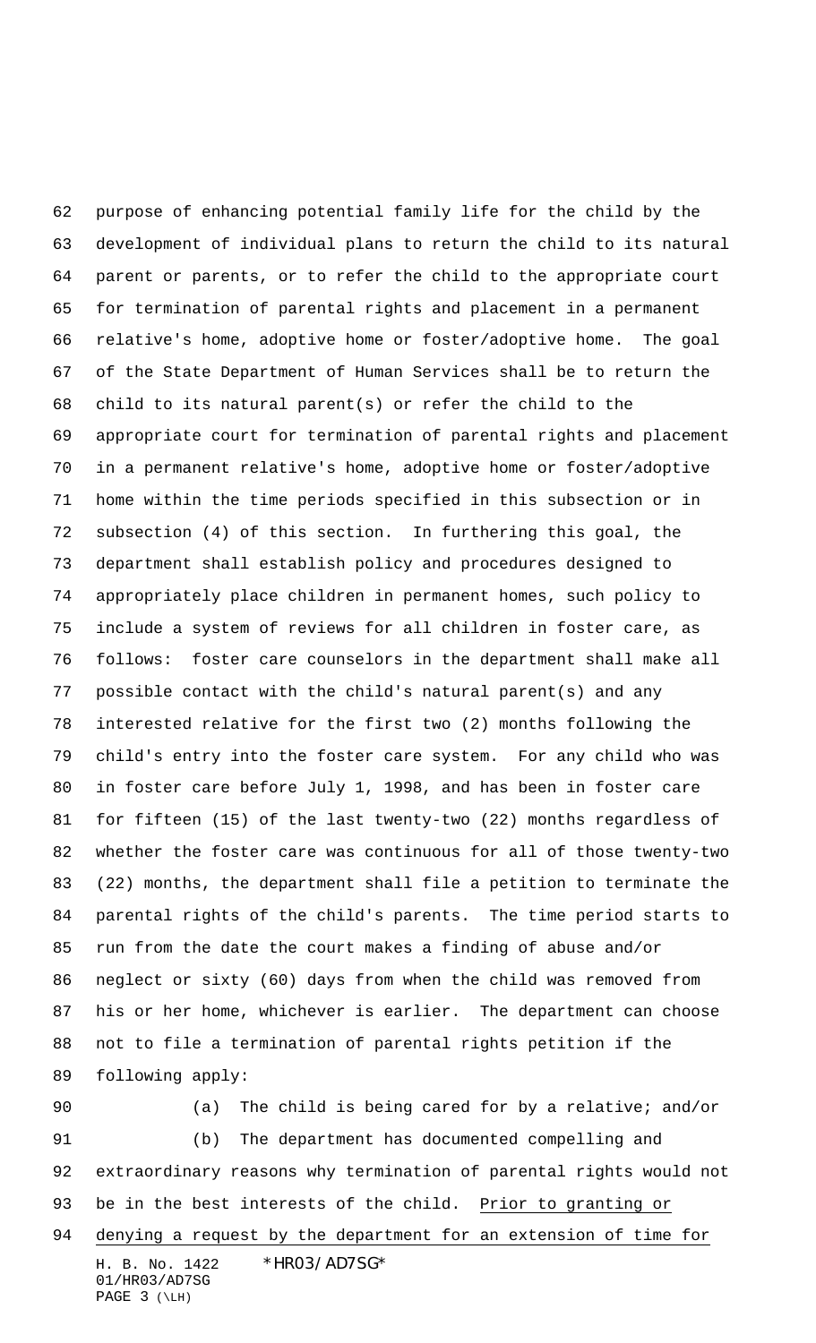purpose of enhancing potential family life for the child by the development of individual plans to return the child to its natural parent or parents, or to refer the child to the appropriate court for termination of parental rights and placement in a permanent relative's home, adoptive home or foster/adoptive home. The goal of the State Department of Human Services shall be to return the child to its natural parent(s) or refer the child to the appropriate court for termination of parental rights and placement in a permanent relative's home, adoptive home or foster/adoptive home within the time periods specified in this subsection or in subsection (4) of this section. In furthering this goal, the department shall establish policy and procedures designed to appropriately place children in permanent homes, such policy to include a system of reviews for all children in foster care, as follows: foster care counselors in the department shall make all possible contact with the child's natural parent(s) and any interested relative for the first two (2) months following the child's entry into the foster care system. For any child who was in foster care before July 1, 1998, and has been in foster care for fifteen (15) of the last twenty-two (22) months regardless of whether the foster care was continuous for all of those twenty-two (22) months, the department shall file a petition to terminate the parental rights of the child's parents. The time period starts to run from the date the court makes a finding of abuse and/or neglect or sixty (60) days from when the child was removed from his or her home, whichever is earlier. The department can choose not to file a termination of parental rights petition if the following apply:

(a) The child is being cared for by a relative; and/or

(b) The department has documented compelling and extraordinary reasons why termination of parental rights would not be in the best interests of the child. <u>Prior to granting or denying a request by the department for an extension of time for</u>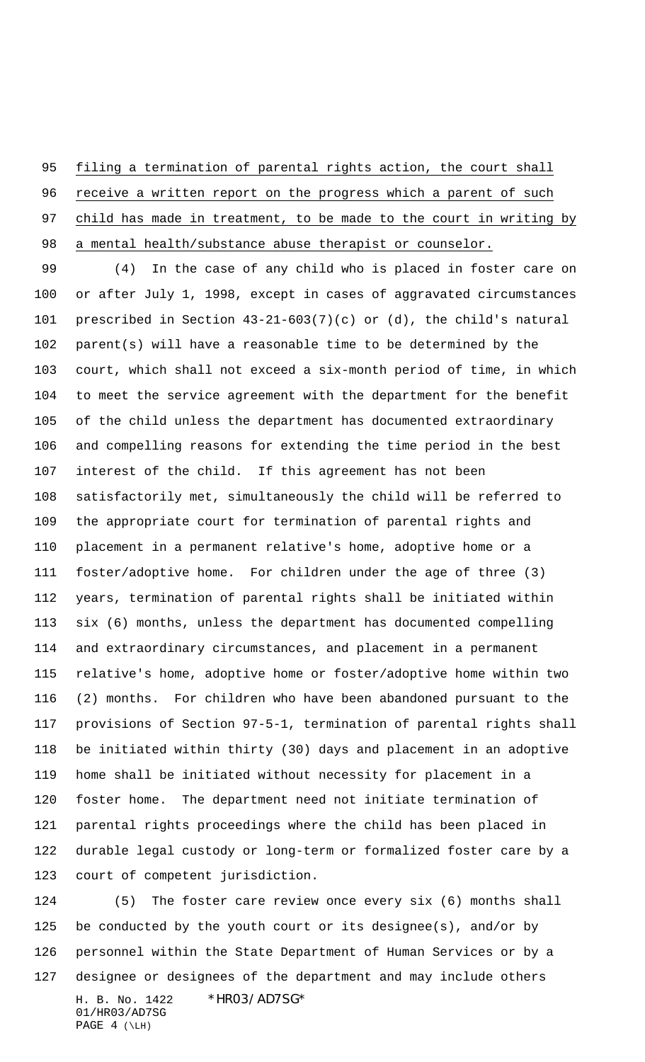filing a termination of parental rights action, the court shall receive a written report on the progress which a parent of such child has made in treatment, to be made to the court in writing by a mental health/substance abuse therapist or counselor.

(4) In the case of any child who is placed in foster care on or after July 1, 1998, except in cases of aggravated circumstances prescribed in Section 43-21-603(7)(c) or (d), the child's natural parent(s) will have a reasonable time to be determined by the court, which shall not exceed a six-month period of time, in which to meet the service agreement with the department for the benefit of the child unless the department has documented extraordinary and compelling reasons for extending the time period in the best interest of the child. If this agreement has not been satisfactorily met, simultaneously the child will be referred to the appropriate court for termination of parental rights and placement in a permanent relative's home, adoptive home or a foster/adoptive home. For children under the age of three (3) years, termination of parental rights shall be initiated within six (6) months, unless the department has documented compelling and extraordinary circumstances, and placement in a permanent relative's home, adoptive home or foster/adoptive home within two (2) months. For children who have been abandoned pursuant to the provisions of Section 97-5-1, termination of parental rights shall be initiated within thirty (30) days and placement in an adoptive home shall be initiated without necessity for placement in a foster home. The department need not initiate termination of parental rights proceedings where the child has been placed in durable legal custody or long-term or formalized foster care by a court of competent jurisdiction.

(5) The foster care review once every six (6) months shall be conducted by the youth court or its designee(s), and/or by personnel within the State Department of Human Services or by a designee or designees of the department and may include others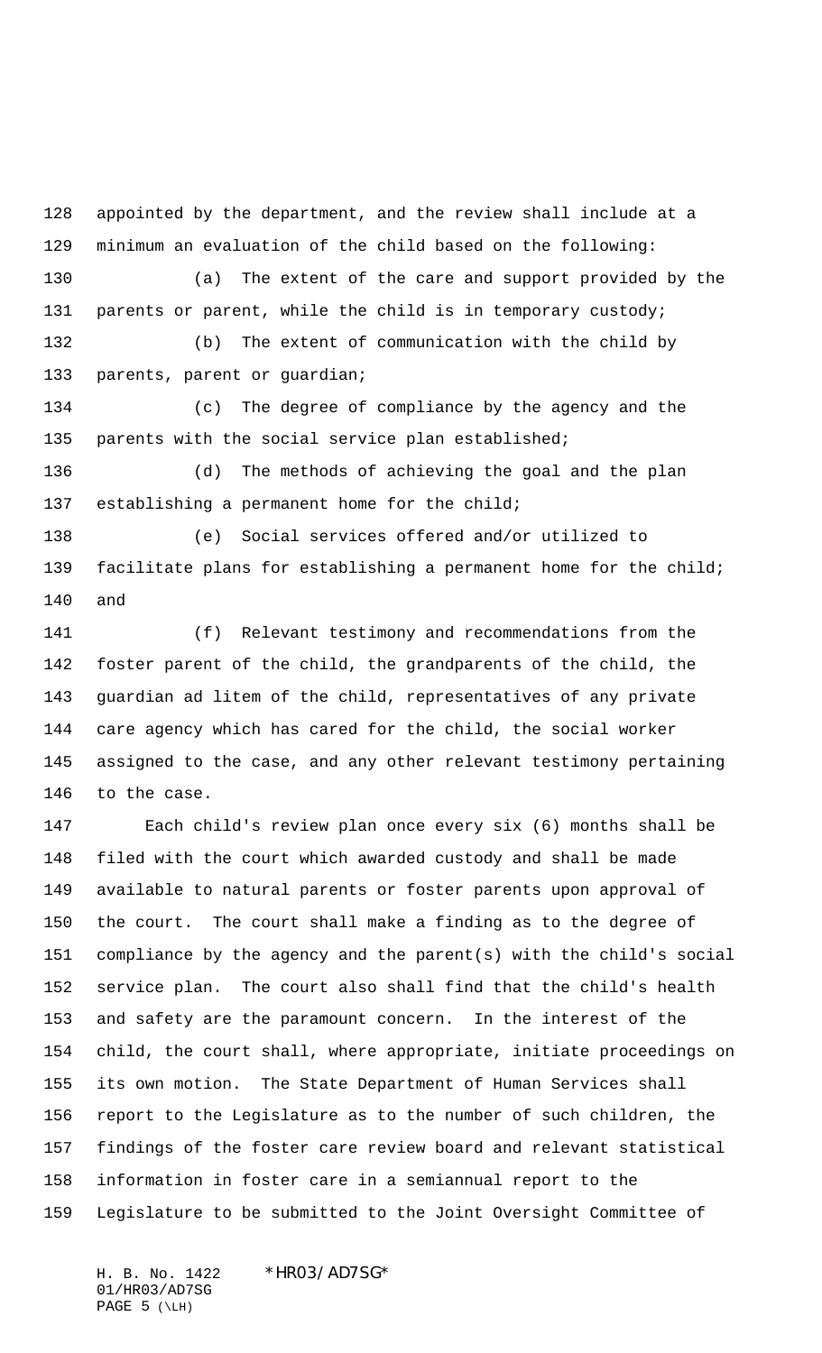appointed by the department, and the review shall include at a minimum an evaluation of the child based on the following:

(a) The extent of the care and support provided by the parents or parent, while the child is in temporary custody;

(b) The extent of communication with the child by parents, parent or guardian;

(c) The degree of compliance by the agency and the parents with the social service plan established;

(d) The methods of achieving the goal and the plan establishing a permanent home for the child;

(e) Social services offered and/or utilized to facilitate plans for establishing a permanent home for the child; and

(f) Relevant testimony and recommendations from the foster parent of the child, the grandparents of the child, the guardian ad litem of the child, representatives of any private care agency which has cared for the child, the social worker assigned to the case, and any other relevant testimony pertaining to the case.

Each child's review plan once every six (6) months shall be filed with the court which awarded custody and shall be made available to natural parents or foster parents upon approval of the court. The court shall make a finding as to the degree of compliance by the agency and the parent(s) with the child's social service plan. The court also shall find that the child's health and safety are the paramount concern. In the interest of the child, the court shall, where appropriate, initiate proceedings on its own motion. The State Department of Human Services shall report to the Legislature as to the number of such children, the findings of the foster care review board and relevant statistical information in foster care in a semiannual report to the Legislature to be submitted to the Joint Oversight Committee of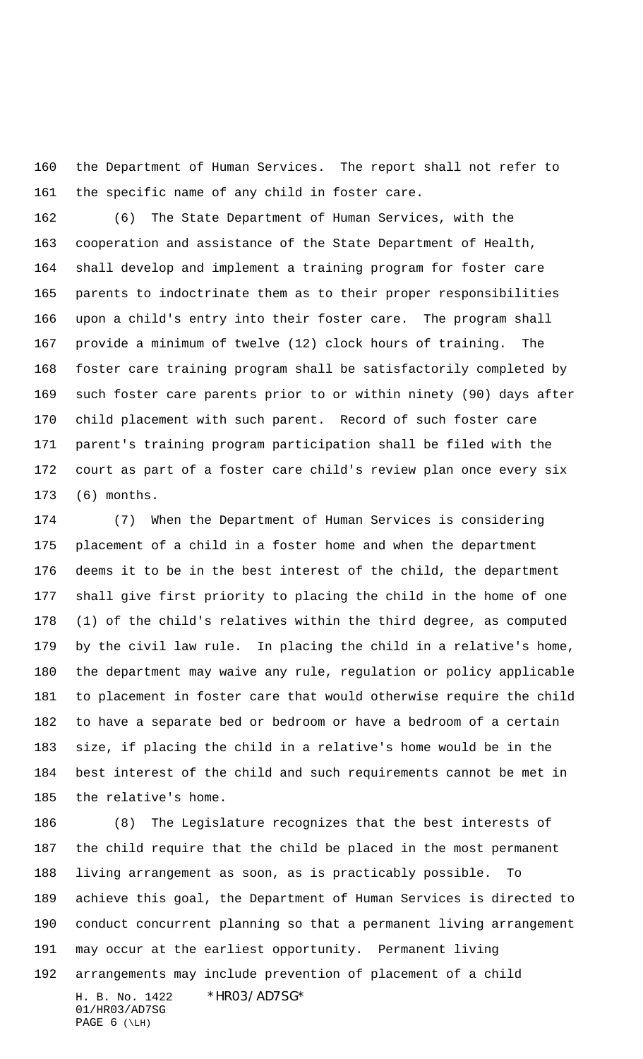the Department of Human Services. The report shall not refer to the specific name of any child in foster care.

(6) The State Department of Human Services, with the cooperation and assistance of the State Department of Health, shall develop and implement a training program for foster care parents to indoctrinate them as to their proper responsibilities upon a child's entry into their foster care. The program shall provide a minimum of twelve (12) clock hours of training. The foster care training program shall be satisfactorily completed by such foster care parents prior to or within ninety (90) days after child placement with such parent. Record of such foster care parent's training program participation shall be filed with the court as part of a foster care child's review plan once every six (6) months.

(7) When the Department of Human Services is considering placement of a child in a foster home and when the department deems it to be in the best interest of the child, the department shall give first priority to placing the child in the home of one (1) of the child's relatives within the third degree, as computed by the civil law rule. In placing the child in a relative's home, the department may waive any rule, regulation or policy applicable to placement in foster care that would otherwise require the child to have a separate bed or bedroom or have a bedroom of a certain size, if placing the child in a relative's home would be in the best interest of the child and such requirements cannot be met in the relative's home.

(8) The Legislature recognizes that the best interests of the child require that the child be placed in the most permanent living arrangement as soon, as is practicably possible. To achieve this goal, the Department of Human Services is directed to conduct concurrent planning so that a permanent living arrangement may occur at the earliest opportunity. Permanent living arrangements may include prevention of placement of a child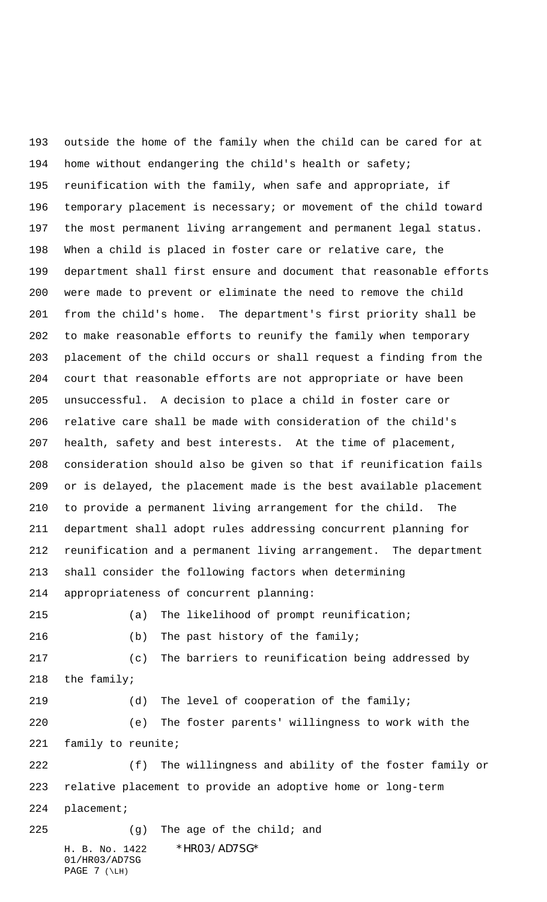outside the home of the family when the child can be cared for at home without endangering the child's health or safety; reunification with the family, when safe and appropriate, if temporary placement is necessary; or movement of the child toward the most permanent living arrangement and permanent legal status. When a child is placed in foster care or relative care, the department shall first ensure and document that reasonable efforts were made to prevent or eliminate the need to remove the child from the child's home. The department's first priority shall be to make reasonable efforts to reunify the family when temporary placement of the child occurs or shall request a finding from the court that reasonable efforts are not appropriate or have been unsuccessful. A decision to place a child in foster care or relative care shall be made with consideration of the child's health, safety and best interests. At the time of placement, consideration should also be given so that if reunification fails or is delayed, the placement made is the best available placement to provide a permanent living arrangement for the child. The department shall adopt rules addressing concurrent planning for reunification and a permanent living arrangement. The department shall consider the following factors when determining appropriateness of concurrent planning:

(a) The likelihood of prompt reunification;

(b) The past history of the family;

(c) The barriers to reunification being addressed by the family;

(d) The level of cooperation of the family;

(e) The foster parents' willingness to work with the family to reunite;

(f) The willingness and ability of the foster family or relative placement to provide an adoptive home or long-term placement;

(g) The age of the child; and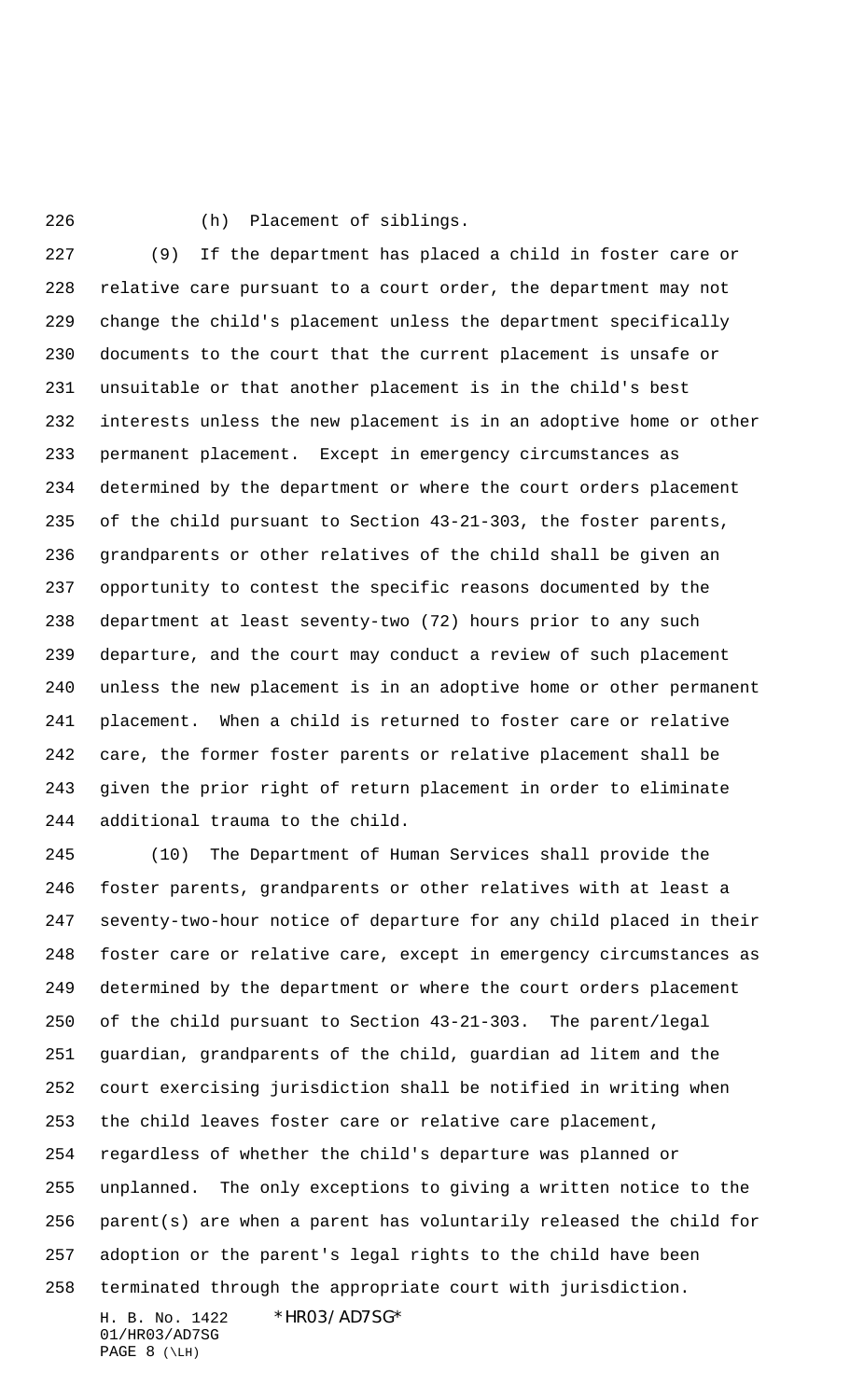(h) Placement of siblings.

(9) If the department has placed a child in foster care or relative care pursuant to a court order, the department may not change the child's placement unless the department specifically documents to the court that the current placement is unsafe or unsuitable or that another placement is in the child's best interests unless the new placement is in an adoptive home or other permanent placement. Except in emergency circumstances as determined by the department or where the court orders placement of the child pursuant to Section 43-21-303, the foster parents, grandparents or other relatives of the child shall be given an opportunity to contest the specific reasons documented by the department at least seventy-two (72) hours prior to any such departure, and the court may conduct a review of such placement unless the new placement is in an adoptive home or other permanent placement. When a child is returned to foster care or relative care, the former foster parents or relative placement shall be given the prior right of return placement in order to eliminate additional trauma to the child.

(10) The Department of Human Services shall provide the foster parents, grandparents or other relatives with at least a seventy-two-hour notice of departure for any child placed in their foster care or relative care, except in emergency circumstances as determined by the department or where the court orders placement of the child pursuant to Section 43-21-303. The parent/legal guardian, grandparents of the child, guardian ad litem and the court exercising jurisdiction shall be notified in writing when the child leaves foster care or relative care placement, regardless of whether the child's departure was planned or unplanned. The only exceptions to giving a written notice to the parent(s) are when a parent has voluntarily released the child for adoption or the parent's legal rights to the child have been terminated through the appropriate court with jurisdiction.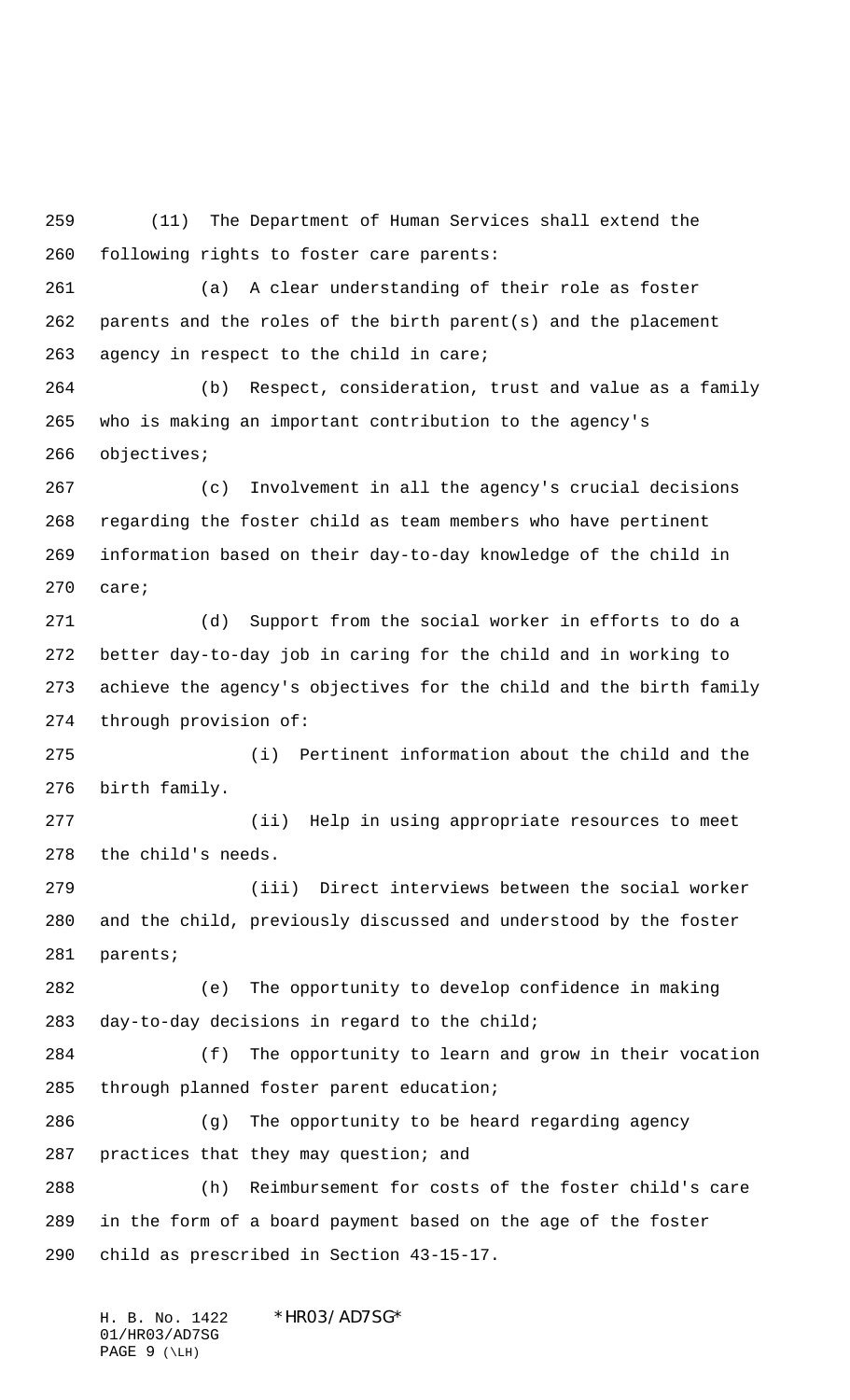(11) The Department of Human Services shall extend the following rights to foster care parents:

(a) A clear understanding of their role as foster parents and the roles of the birth parent(s) and the placement agency in respect to the child in care;

(b) Respect, consideration, trust and value as a family who is making an important contribution to the agency's objectives;

(c) Involvement in all the agency's crucial decisions regarding the foster child as team members who have pertinent information based on their day-to-day knowledge of the child in care;

(d) Support from the social worker in efforts to do a better day-to-day job in caring for the child and in working to achieve the agency's objectives for the child and the birth family through provision of:

(i) Pertinent information about the child and the birth family.

(ii) Help in using appropriate resources to meet the child's needs.

(iii) Direct interviews between the social worker and the child, previously discussed and understood by the foster parents;

(e) The opportunity to develop confidence in making day-to-day decisions in regard to the child;

(f) The opportunity to learn and grow in their vocation through planned foster parent education;

(g) The opportunity to be heard regarding agency practices that they may question; and

(h) Reimbursement for costs of the foster child's care in the form of a board payment based on the age of the foster child as prescribed in Section 43-15-17.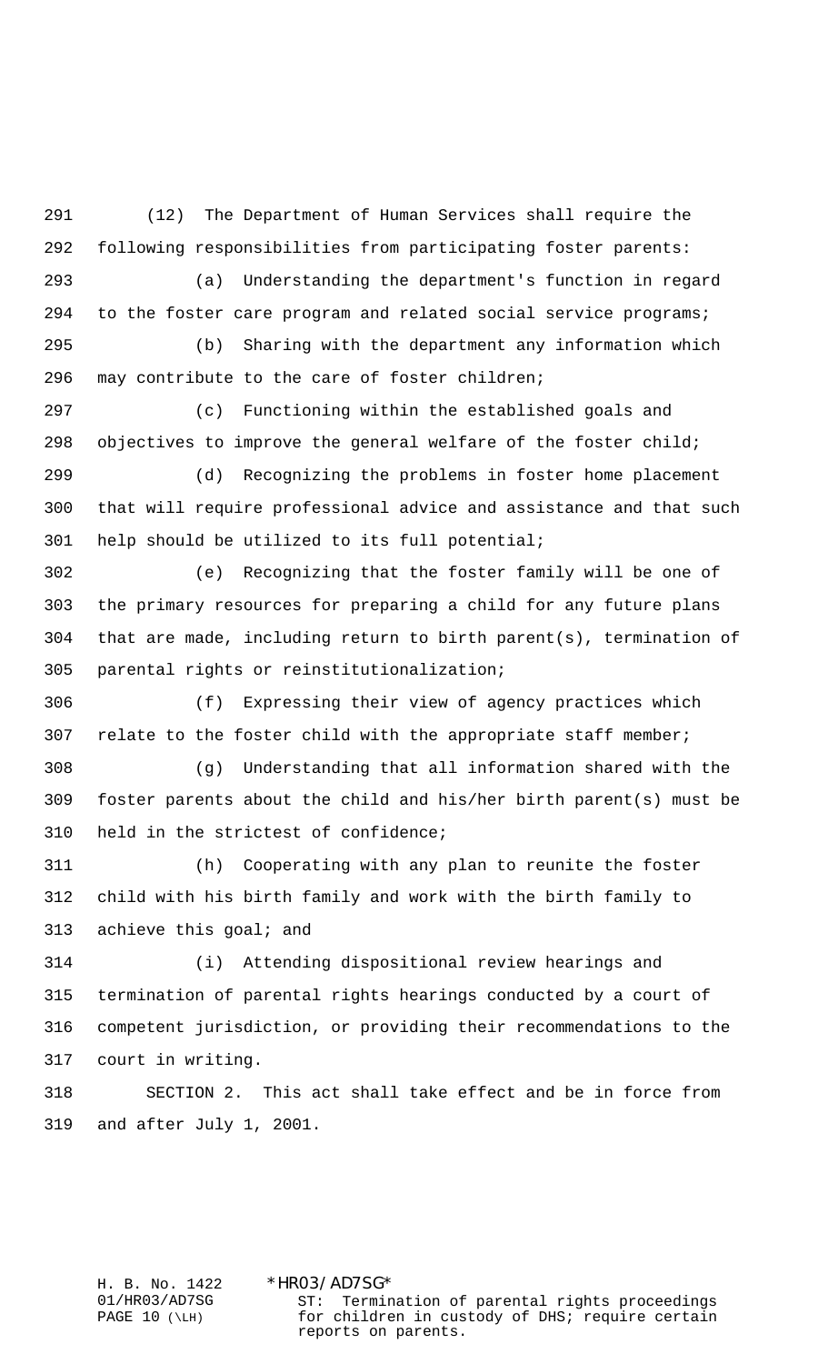(12) The Department of Human Services shall require the following responsibilities from participating foster parents:

(a) Understanding the department's function in regard to the foster care program and related social service programs;

(b) Sharing with the department any information which may contribute to the care of foster children;

(c) Functioning within the established goals and objectives to improve the general welfare of the foster child;

(d) Recognizing the problems in foster home placement that will require professional advice and assistance and that such help should be utilized to its full potential;

(e) Recognizing that the foster family will be one of the primary resources for preparing a child for any future plans that are made, including return to birth parent(s), termination of parental rights or reinstitutionalization;

(f) Expressing their view of agency practices which relate to the foster child with the appropriate staff member;

(g) Understanding that all information shared with the foster parents about the child and his/her birth parent(s) must be held in the strictest of confidence;

(h) Cooperating with any plan to reunite the foster child with his birth family and work with the birth family to achieve this goal; and

(i) Attending dispositional review hearings and termination of parental rights hearings conducted by a court of competent jurisdiction, or providing their recommendations to the court in writing.

SECTION 2. This act shall take effect and be in force from and after July 1, 2001.